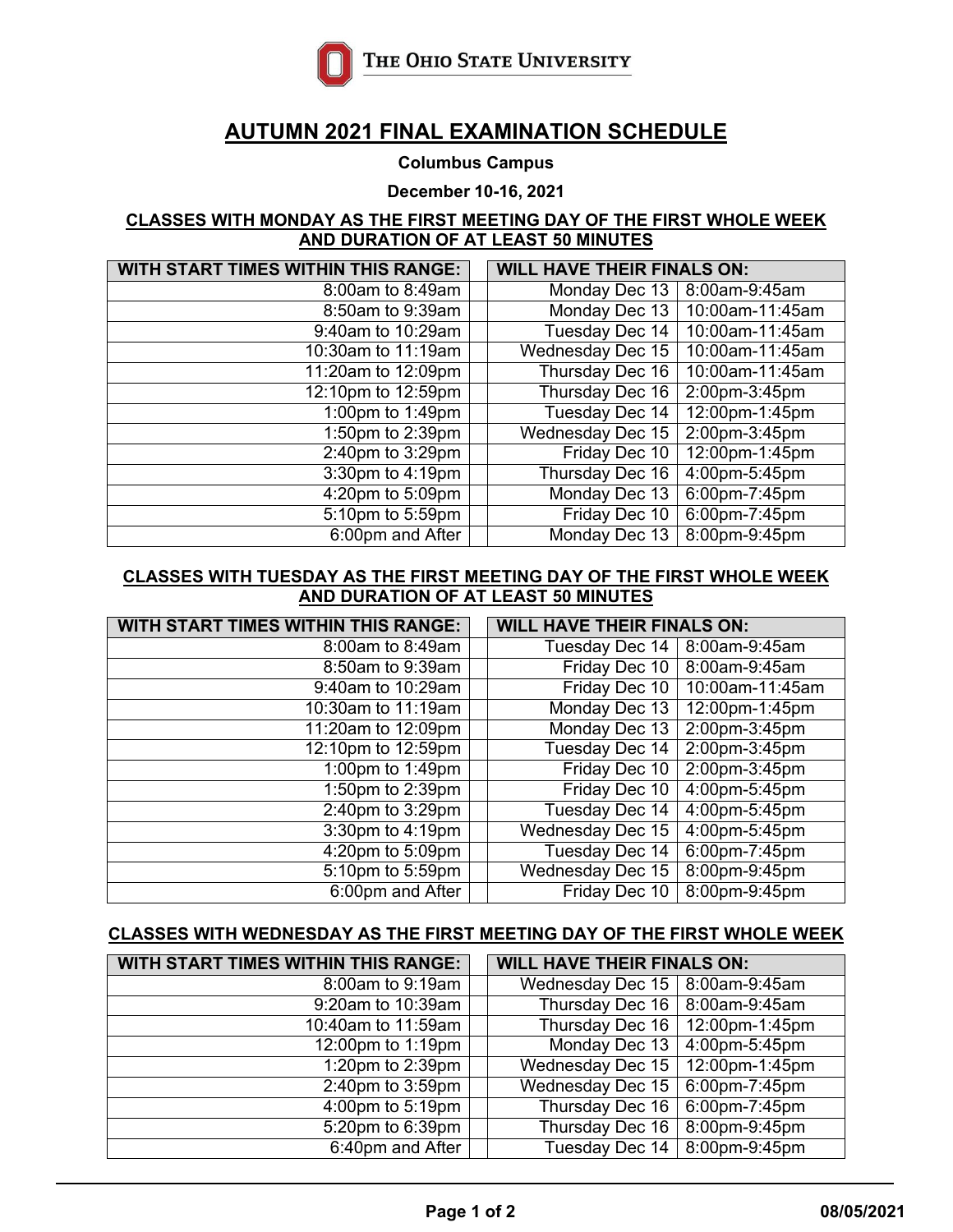THE OHIO STATE UNIVERSITY

# AUTUMN 2021 FINAL EXAMINATION SCHEDULE

**Columbus Campus**

**December 10-16, 2021**

## CLASSES WITH MONDAY AS THE FIRST MEETING DAY OF THE FIRST WHOLE WEEK AND DURATION OF AT LEAST 50 MINUTES

| WITH START TIMES WITHIN THIS RANGE: | WILL HAVE THEIR FINALS ON: | |
|---|---|---|
| 8:00am to 8:49am | Monday Dec 13 | 8:00am-9:45am |
| 8:50am to 9:39am | Monday Dec 13 | 10:00am-11:45am |
| 9:40am to 10:29am | Tuesday Dec 14 | 10:00am-11:45am |
| 10:30am to 11:19am | Wednesday Dec 15 | 10:00am-11:45am |
| 11:20am to 12:09pm | Thursday Dec 16 | 10:00am-11:45am |
| 12:10pm to 12:59pm | Thursday Dec 16 | 2:00pm-3:45pm |
| 1:00pm to 1:49pm | Tuesday Dec 14 | 12:00pm-1:45pm |
| 1:50pm to 2:39pm | Wednesday Dec 15 | 2:00pm-3:45pm |
| 2:40pm to 3:29pm | Friday Dec 10 | 12:00pm-1:45pm |
| 3:30pm to 4:19pm | Thursday Dec 16 | 4:00pm-5:45pm |
| 4:20pm to 5:09pm | Monday Dec 13 | 6:00pm-7:45pm |
| 5:10pm to 5:59pm | Friday Dec 10 | 6:00pm-7:45pm |
| 6:00pm and After | Monday Dec 13 | 8:00pm-9:45pm |

## CLASSES WITH TUESDAY AS THE FIRST MEETING DAY OF THE FIRST WHOLE WEEK AND DURATION OF AT LEAST 50 MINUTES

| WITH START TIMES WITHIN THIS RANGE: | WILL HAVE THEIR FINALS ON: | |
|---|---|---|
| 8:00am to 8:49am | Tuesday Dec 14 | 8:00am-9:45am |
| 8:50am to 9:39am | Friday Dec 10 | 8:00am-9:45am |
| 9:40am to 10:29am | Friday Dec 10 | 10:00am-11:45am |
| 10:30am to 11:19am | Monday Dec 13 | 12:00pm-1:45pm |
| 11:20am to 12:09pm | Monday Dec 13 | 2:00pm-3:45pm |
| 12:10pm to 12:59pm | Tuesday Dec 14 | 2:00pm-3:45pm |
| 1:00pm to 1:49pm | Friday Dec 10 | 2:00pm-3:45pm |
| 1:50pm to 2:39pm | Friday Dec 10 | 4:00pm-5:45pm |
| 2:40pm to 3:29pm | Tuesday Dec 14 | 4:00pm-5:45pm |
| 3:30pm to 4:19pm | Wednesday Dec 15 | 4:00pm-5:45pm |
| 4:20pm to 5:09pm | Tuesday Dec 14 | 6:00pm-7:45pm |
| 5:10pm to 5:59pm | Wednesday Dec 15 | 8:00pm-9:45pm |
| 6:00pm and After | Friday Dec 10 | 8:00pm-9:45pm |

## CLASSES WITH WEDNESDAY AS THE FIRST MEETING DAY OF THE FIRST WHOLE WEEK

| WITH START TIMES WITHIN THIS RANGE: | WILL HAVE THEIR FINALS ON: | |
|---|---|---|
| 8:00am to 9:19am | Wednesday Dec 15 | 8:00am-9:45am |
| 9:20am to 10:39am | Thursday Dec 16 | 8:00am-9:45am |
| 10:40am to 11:59am | Thursday Dec 16 | 12:00pm-1:45pm |
| 12:00pm to 1:19pm | Monday Dec 13 | 4:00pm-5:45pm |
| 1:20pm to 2:39pm | Wednesday Dec 15 | 12:00pm-1:45pm |
| 2:40pm to 3:59pm | Wednesday Dec 15 | 6:00pm-7:45pm |
| 4:00pm to 5:19pm | Thursday Dec 16 | 6:00pm-7:45pm |
| 5:20pm to 6:39pm | Thursday Dec 16 | 8:00pm-9:45pm |
| 6:40pm and After | Tuesday Dec 14 | 8:00pm-9:45pm |

08/05/2021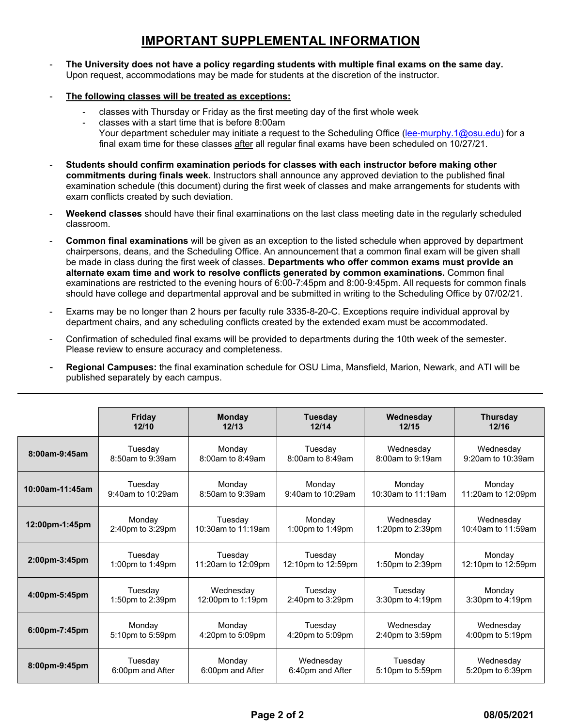# IMPORTANT SUPPLEMENTAL INFORMATION

- **The University does not have a policy regarding students with multiple final exams on the same day.** Upon request, accommodations may be made for students at the discretion of the instructor.
- **The following classes will be treated as exceptions:**
  - classes with Thursday or Friday as the first meeting day of the first whole week
  - classes with a start time that is before 8:00am
    Your department scheduler may initiate a request to the Scheduling Office (lee-murphy.1@osu.edu) for a final exam time for these classes after all regular final exams have been scheduled on 10/27/21.
- **Students should confirm examination periods for classes with each instructor before making other commitments during finals week.** Instructors shall announce any approved deviation to the published final examination schedule (this document) during the first week of classes and make arrangements for students with exam conflicts created by such deviation.
- **Weekend classes** should have their final examinations on the last class meeting date in the regularly scheduled classroom.
- **Common final examinations** will be given as an exception to the listed schedule when approved by department chairpersons, deans, and the Scheduling Office. An announcement that a common final exam will be given shall be made in class during the first week of classes. **Departments who offer common exams must provide an alternate exam time and work to resolve conflicts generated by common examinations.** Common final examinations are restricted to the evening hours of 6:00-7:45pm and 8:00-9:45pm. All requests for common finals should have college and departmental approval and be submitted in writing to the Scheduling Office by 07/02/21.
- Exams may be no longer than 2 hours per faculty rule 3335-8-20-C. Exceptions require individual approval by department chairs, and any scheduling conflicts created by the extended exam must be accommodated.
- Confirmation of scheduled final exams will be provided to departments during the 10th week of the semester. Please review to ensure accuracy and completeness.
- **Regional Campuses:** the final examination schedule for OSU Lima, Mansfield, Marion, Newark, and ATI will be published separately by each campus.

---

| | Friday 12/10 | Monday 12/13 | Tuesday 12/14 | Wednesday 12/15 | Thursday 12/16 |
|---|---|---|---|---|---|
| **8:00am-9:45am** | Tuesday 8:50am to 9:39am | Monday 8:00am to 8:49am | Tuesday 8:00am to 8:49am | Wednesday 8:00am to 9:19am | Wednesday 9:20am to 10:39am |
| **10:00am-11:45am** | Tuesday 9:40am to 10:29am | Monday 8:50am to 9:39am | Monday 9:40am to 10:29am | Monday 10:30am to 11:19am | Monday 11:20am to 12:09pm |
| **12:00pm-1:45pm** | Monday 2:40pm to 3:29pm | Tuesday 10:30am to 11:19am | Monday 1:00pm to 1:49pm | Wednesday 1:20pm to 2:39pm | Wednesday 10:40am to 11:59am |
| **2:00pm-3:45pm** | Tuesday 1:00pm to 1:49pm | Tuesday 11:20am to 12:09pm | Tuesday 12:10pm to 12:59pm | Monday 1:50pm to 2:39pm | Monday 12:10pm to 12:59pm |
| **4:00pm-5:45pm** | Tuesday 1:50pm to 2:39pm | Wednesday 12:00pm to 1:19pm | Tuesday 2:40pm to 3:29pm | Tuesday 3:30pm to 4:19pm | Monday 3:30pm to 4:19pm |
| **6:00pm-7:45pm** | Monday 5:10pm to 5:59pm | Monday 4:20pm to 5:09pm | Tuesday 4:20pm to 5:09pm | Wednesday 2:40pm to 3:59pm | Wednesday 4:00pm to 5:19pm |
| **8:00pm-9:45pm** | Tuesday 6:00pm and After | Monday 6:00pm and After | Wednesday 6:40pm and After | Tuesday 5:10pm to 5:59pm | Wednesday 5:20pm to 6:39pm |

08/05/2021